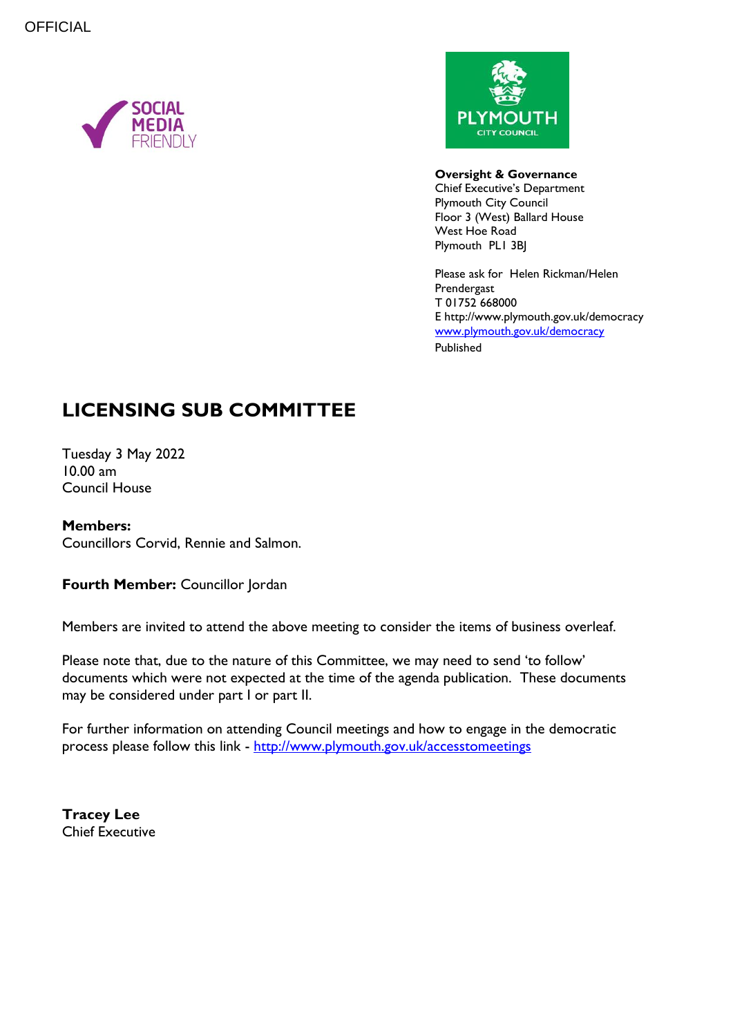OFFICIAL

SOCIAL MEDIA FRIENDLY

PLYMOUTH CITY COUNCIL

**Oversight & Governance**
Chief Executive's Department
Plymouth City Council
Floor 3 (West) Ballard House
West Hoe Road
Plymouth PL1 3BJ

Please ask for Helen Rickman/Helen Prendergast
T 01752 668000
E http://www.plymouth.gov.uk/democracy
[www.plymouth.gov.uk/democracy](www.plymouth.gov.uk/democracy)
Published

# LICENSING SUB COMMITTEE

Tuesday 3 May 2022
10.00 am
Council House

**Members:**
Councillors Corvid, Rennie and Salmon.

**Fourth Member:** Councillor Jordan

Members are invited to attend the above meeting to consider the items of business overleaf.

Please note that, due to the nature of this Committee, we may need to send 'to follow' documents which were not expected at the time of the agenda publication. These documents may be considered under part I or part II.

For further information on attending Council meetings and how to engage in the democratic process please follow this link - [http://www.plymouth.gov.uk/accesstomeetings](http://www.plymouth.gov.uk/accesstomeetings)

**Tracey Lee**
Chief Executive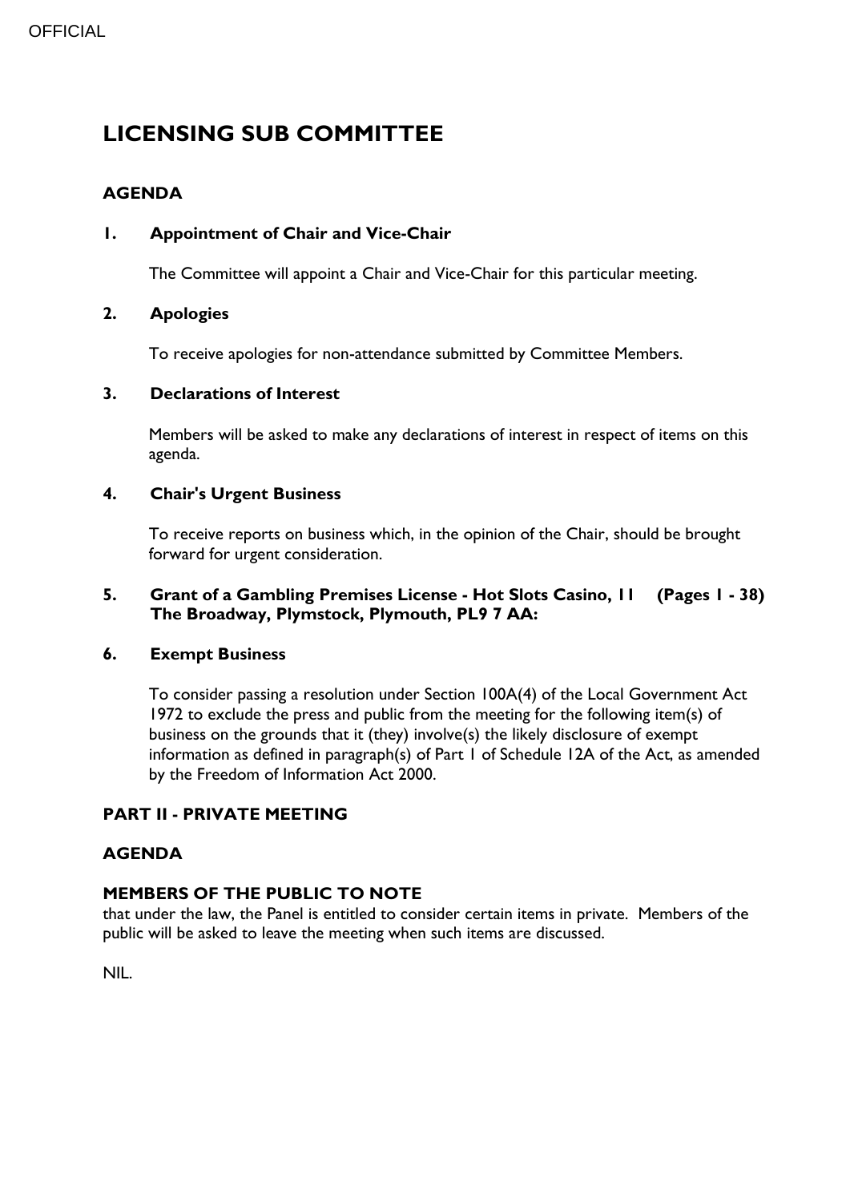OFFICIAL

# LICENSING SUB COMMITTEE

## AGENDA

**1. Appointment of Chair and Vice-Chair**

The Committee will appoint a Chair and Vice-Chair for this particular meeting.

**2. Apologies**

To receive apologies for non-attendance submitted by Committee Members.

**3. Declarations of Interest**

Members will be asked to make any declarations of interest in respect of items on this agenda.

**4. Chair's Urgent Business**

To receive reports on business which, in the opinion of the Chair, should be brought forward for urgent consideration.

**5. Grant of a Gambling Premises License - Hot Slots Casino, 11 The Broadway, Plymstock, Plymouth, PL9 7 AA:** **(Pages 1 - 38)**

**6. Exempt Business**

To consider passing a resolution under Section 100A(4) of the Local Government Act 1972 to exclude the press and public from the meeting for the following item(s) of business on the grounds that it (they) involve(s) the likely disclosure of exempt information as defined in paragraph(s) of Part 1 of Schedule 12A of the Act, as amended by the Freedom of Information Act 2000.

## PART II - PRIVATE MEETING

## AGENDA

**MEMBERS OF THE PUBLIC TO NOTE**

that under the law, the Panel is entitled to consider certain items in private. Members of the public will be asked to leave the meeting when such items are discussed.

NIL.